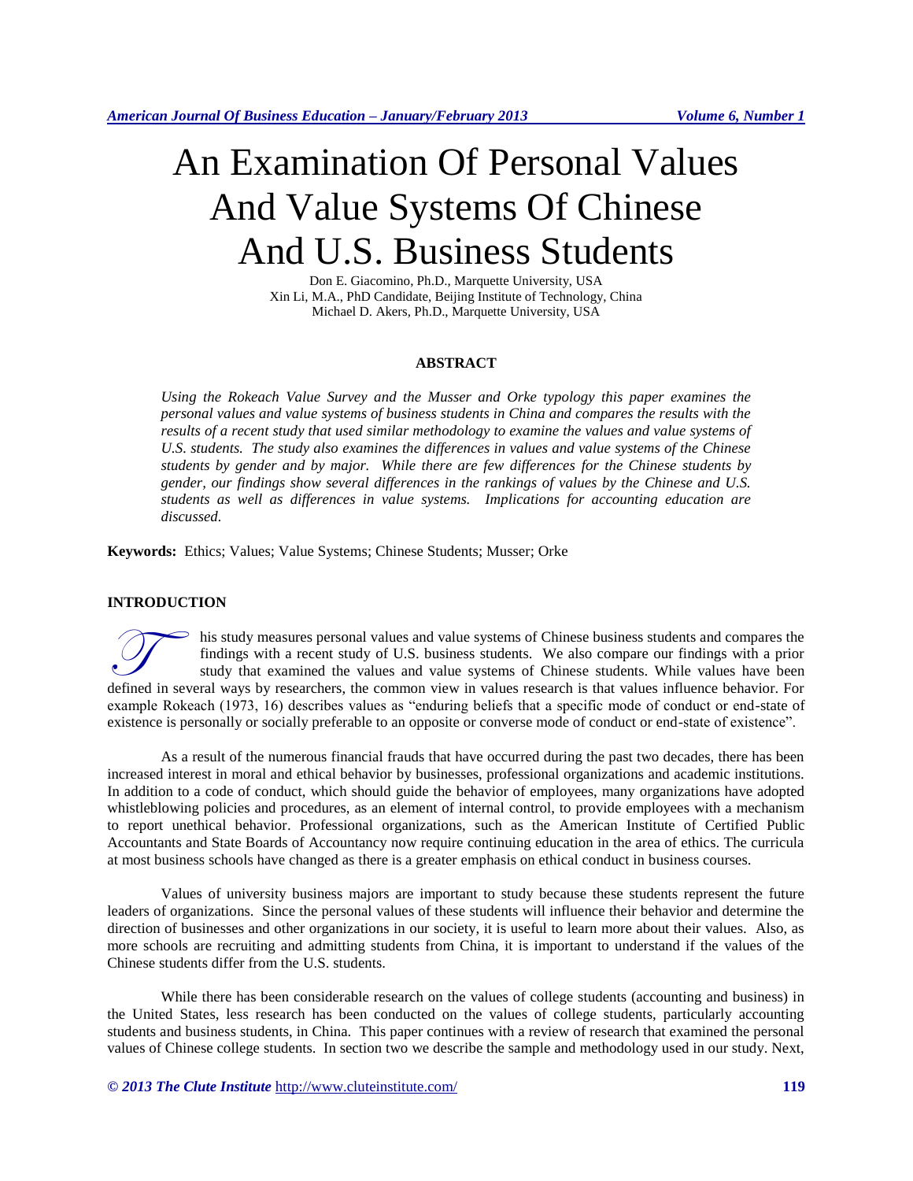# An Examination Of Personal Values And Value Systems Of Chinese And U.S. Business Students

Don E. Giacomino, Ph.D., Marquette University, USA
Xin Li, M.A., PhD Candidate, Beijing Institute of Technology, China
Michael D. Akers, Ph.D., Marquette University, USA

## ABSTRACT

*Using the Rokeach Value Survey and the Musser and Orke typology this paper examines the personal values and value systems of business students in China and compares the results with the results of a recent study that used similar methodology to examine the values and value systems of U.S. students. The study also examines the differences in values and value systems of the Chinese students by gender and by major. While there are few differences for the Chinese students by gender, our findings show several differences in the rankings of values by the Chinese and U.S. students as well as differences in value systems. Implications for accounting education are discussed.*

**Keywords:** Ethics; Values; Value Systems; Chinese Students; Musser; Orke

## INTRODUCTION

This study measures personal values and value systems of Chinese business students and compares the findings with a recent study of U.S. business students. We also compare our findings with a prior study that examined the values and value systems of Chinese students. While values have been defined in several ways by researchers, the common view in values research is that values influence behavior. For example Rokeach (1973, 16) describes values as "enduring beliefs that a specific mode of conduct or end-state of existence is personally or socially preferable to an opposite or converse mode of conduct or end-state of existence".

As a result of the numerous financial frauds that have occurred during the past two decades, there has been increased interest in moral and ethical behavior by businesses, professional organizations and academic institutions. In addition to a code of conduct, which should guide the behavior of employees, many organizations have adopted whistleblowing policies and procedures, as an element of internal control, to provide employees with a mechanism to report unethical behavior. Professional organizations, such as the American Institute of Certified Public Accountants and State Boards of Accountancy now require continuing education in the area of ethics. The curricula at most business schools have changed as there is a greater emphasis on ethical conduct in business courses.

Values of university business majors are important to study because these students represent the future leaders of organizations. Since the personal values of these students will influence their behavior and determine the direction of businesses and other organizations in our society, it is useful to learn more about their values. Also, as more schools are recruiting and admitting students from China, it is important to understand if the values of the Chinese students differ from the U.S. students.

While there has been considerable research on the values of college students (accounting and business) in the United States, less research has been conducted on the values of college students, particularly accounting students and business students, in China. This paper continues with a review of research that examined the personal values of Chinese college students. In section two we describe the sample and methodology used in our study. Next,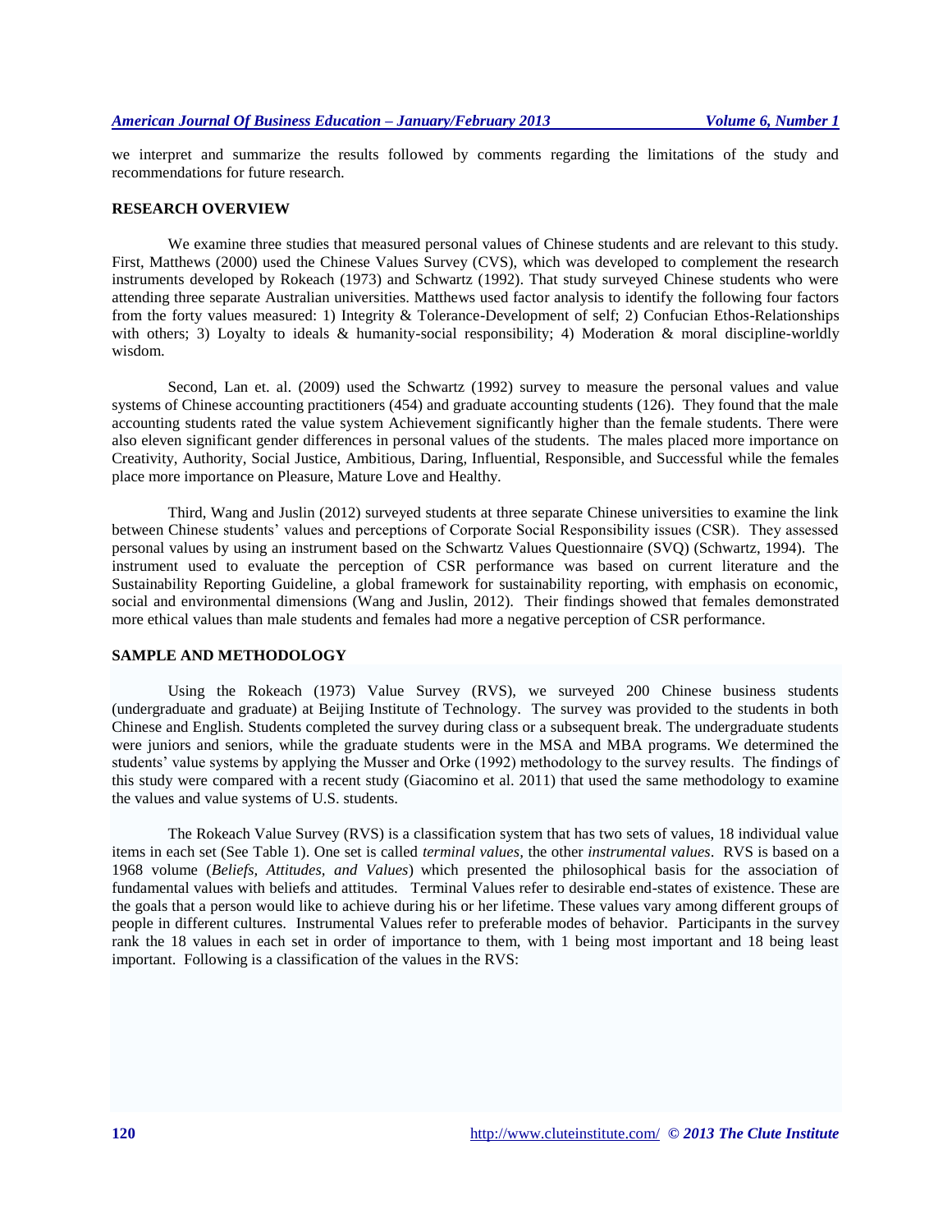we interpret and summarize the results followed by comments regarding the limitations of the study and recommendations for future research.

## RESEARCH OVERVIEW

We examine three studies that measured personal values of Chinese students and are relevant to this study. First, Matthews (2000) used the Chinese Values Survey (CVS), which was developed to complement the research instruments developed by Rokeach (1973) and Schwartz (1992). That study surveyed Chinese students who were attending three separate Australian universities. Matthews used factor analysis to identify the following four factors from the forty values measured: 1) Integrity & Tolerance-Development of self; 2) Confucian Ethos-Relationships with others; 3) Loyalty to ideals & humanity-social responsibility; 4) Moderation & moral discipline-worldly wisdom.

Second, Lan et. al. (2009) used the Schwartz (1992) survey to measure the personal values and value systems of Chinese accounting practitioners (454) and graduate accounting students (126). They found that the male accounting students rated the value system Achievement significantly higher than the female students. There were also eleven significant gender differences in personal values of the students. The males placed more importance on Creativity, Authority, Social Justice, Ambitious, Daring, Influential, Responsible, and Successful while the females place more importance on Pleasure, Mature Love and Healthy.

Third, Wang and Juslin (2012) surveyed students at three separate Chinese universities to examine the link between Chinese students' values and perceptions of Corporate Social Responsibility issues (CSR). They assessed personal values by using an instrument based on the Schwartz Values Questionnaire (SVQ) (Schwartz, 1994). The instrument used to evaluate the perception of CSR performance was based on current literature and the Sustainability Reporting Guideline, a global framework for sustainability reporting, with emphasis on economic, social and environmental dimensions (Wang and Juslin, 2012). Their findings showed that females demonstrated more ethical values than male students and females had more a negative perception of CSR performance.

## SAMPLE AND METHODOLOGY

Using the Rokeach (1973) Value Survey (RVS), we surveyed 200 Chinese business students (undergraduate and graduate) at Beijing Institute of Technology. The survey was provided to the students in both Chinese and English. Students completed the survey during class or a subsequent break. The undergraduate students were juniors and seniors, while the graduate students were in the MSA and MBA programs. We determined the students' value systems by applying the Musser and Orke (1992) methodology to the survey results. The findings of this study were compared with a recent study (Giacomino et al. 2011) that used the same methodology to examine the values and value systems of U.S. students.

The Rokeach Value Survey (RVS) is a classification system that has two sets of values, 18 individual value items in each set (See Table 1). One set is called *terminal values*, the other *instrumental values*. RVS is based on a 1968 volume (*Beliefs, Attitudes, and Values*) which presented the philosophical basis for the association of fundamental values with beliefs and attitudes. Terminal Values refer to desirable end-states of existence. These are the goals that a person would like to achieve during his or her lifetime. These values vary among different groups of people in different cultures. Instrumental Values refer to preferable modes of behavior. Participants in the survey rank the 18 values in each set in order of importance to them, with 1 being most important and 18 being least important. Following is a classification of the values in the RVS: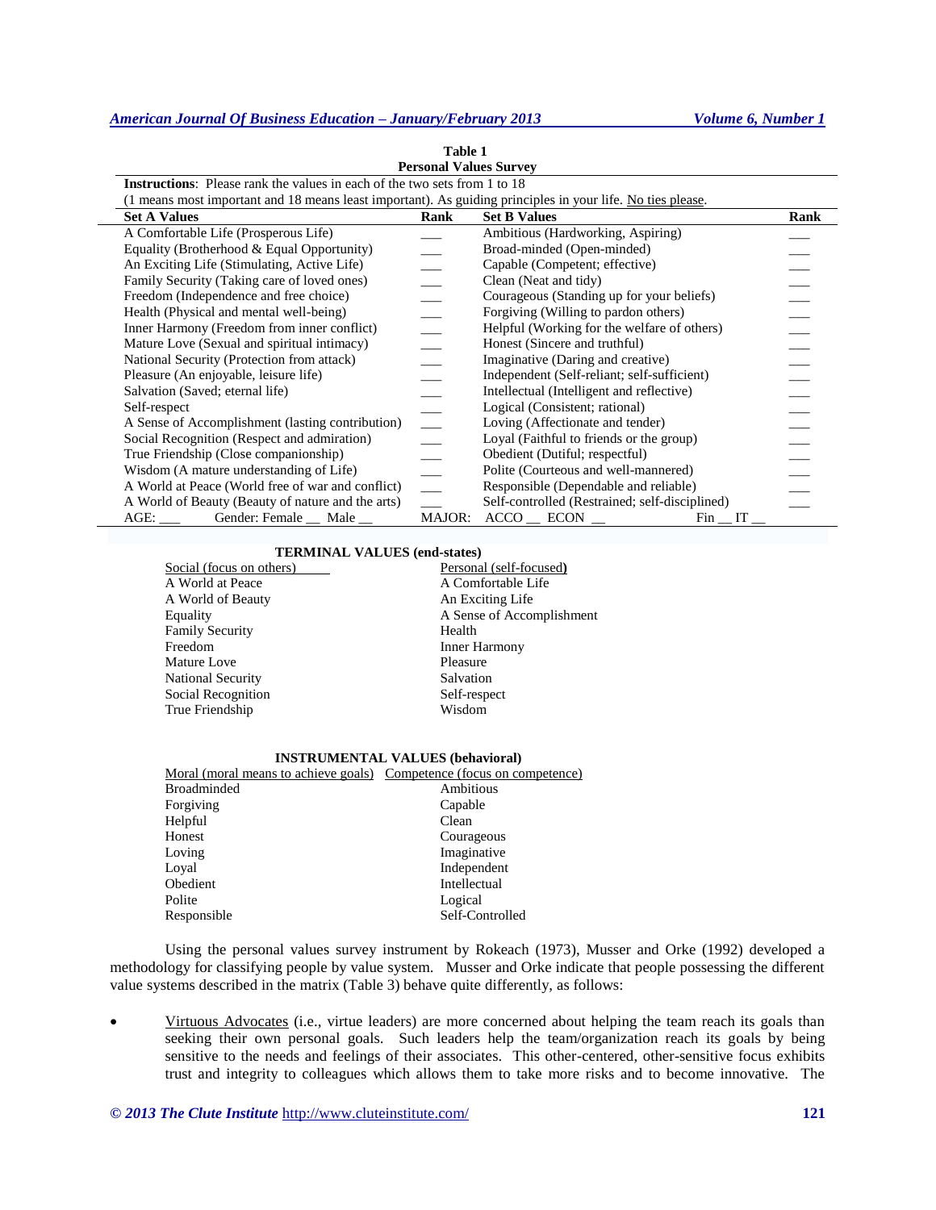**Table 1**
**Personal Values Survey**

**Instructions**: Please rank the values in each of the two sets from 1 to 18
(1 means most important and 18 means least important). As guiding principles in your life. No ties please.

| Set A Values | Rank | Set B Values | Rank |
|---|---|---|---|
| A Comfortable Life (Prosperous Life) | ___ | Ambitious (Hardworking, Aspiring) | ___ |
| Equality (Brotherhood & Equal Opportunity) | ___ | Broad-minded (Open-minded) | ___ |
| An Exciting Life (Stimulating, Active Life) | ___ | Capable (Competent; effective) | ___ |
| Family Security (Taking care of loved ones) | ___ | Clean (Neat and tidy) | ___ |
| Freedom (Independence and free choice) | ___ | Courageous (Standing up for your beliefs) | ___ |
| Health (Physical and mental well-being) | ___ | Forgiving (Willing to pardon others) | ___ |
| Inner Harmony (Freedom from inner conflict) | ___ | Helpful (Working for the welfare of others) | ___ |
| Mature Love (Sexual and spiritual intimacy) | ___ | Honest (Sincere and truthful) | ___ |
| National Security (Protection from attack) | ___ | Imaginative (Daring and creative) | ___ |
| Pleasure (An enjoyable, leisure life) | ___ | Independent (Self-reliant; self-sufficient) | ___ |
| Salvation (Saved; eternal life) | ___ | Intellectual (Intelligent and reflective) | ___ |
| Self-respect | ___ | Logical (Consistent; rational) | ___ |
| A Sense of Accomplishment (lasting contribution) | ___ | Loving (Affectionate and tender) | ___ |
| Social Recognition (Respect and admiration) | ___ | Loyal (Faithful to friends or the group) | ___ |
| True Friendship (Close companionship) | ___ | Obedient (Dutiful; respectful) | ___ |
| Wisdom (A mature understanding of Life) | ___ | Polite (Courteous and well-mannered) | ___ |
| A World at Peace (World free of war and conflict) | ___ | Responsible (Dependable and reliable) | ___ |
| A World of Beauty (Beauty of nature and the arts) | ___ | Self-controlled (Restrained; self-disciplined) | ___ |
| AGE: ___ Gender: Female __ Male __ | MAJOR: | ACCO __ ECON __ Fin __ IT __ | |

**TERMINAL VALUES (end-states)**

| Social (focus on others) | Personal (self-focused) |
|---|---|
| A World at Peace | A Comfortable Life |
| A World of Beauty | An Exciting Life |
| Equality | A Sense of Accomplishment |
| Family Security | Health |
| Freedom | Inner Harmony |
| Mature Love | Pleasure |
| National Security | Salvation |
| Social Recognition | Self-respect |
| True Friendship | Wisdom |

**INSTRUMENTAL VALUES (behavioral)**

| Moral (moral means to achieve goals) | Competence (focus on competence) |
|---|---|
| Broadminded | Ambitious |
| Forgiving | Capable |
| Helpful | Clean |
| Honest | Courageous |
| Loving | Imaginative |
| Loyal | Independent |
| Obedient | Intellectual |
| Polite | Logical |
| Responsible | Self-Controlled |

Using the personal values survey instrument by Rokeach (1973), Musser and Orke (1992) developed a methodology for classifying people by value system. Musser and Orke indicate that people possessing the different value systems described in the matrix (Table 3) behave quite differently, as follows:

- Virtuous Advocates (i.e., virtue leaders) are more concerned about helping the team reach its goals than seeking their own personal goals. Such leaders help the team/organization reach its goals by being sensitive to the needs and feelings of their associates. This other-centered, other-sensitive focus exhibits trust and integrity to colleagues which allows them to take more risks and to become innovative. The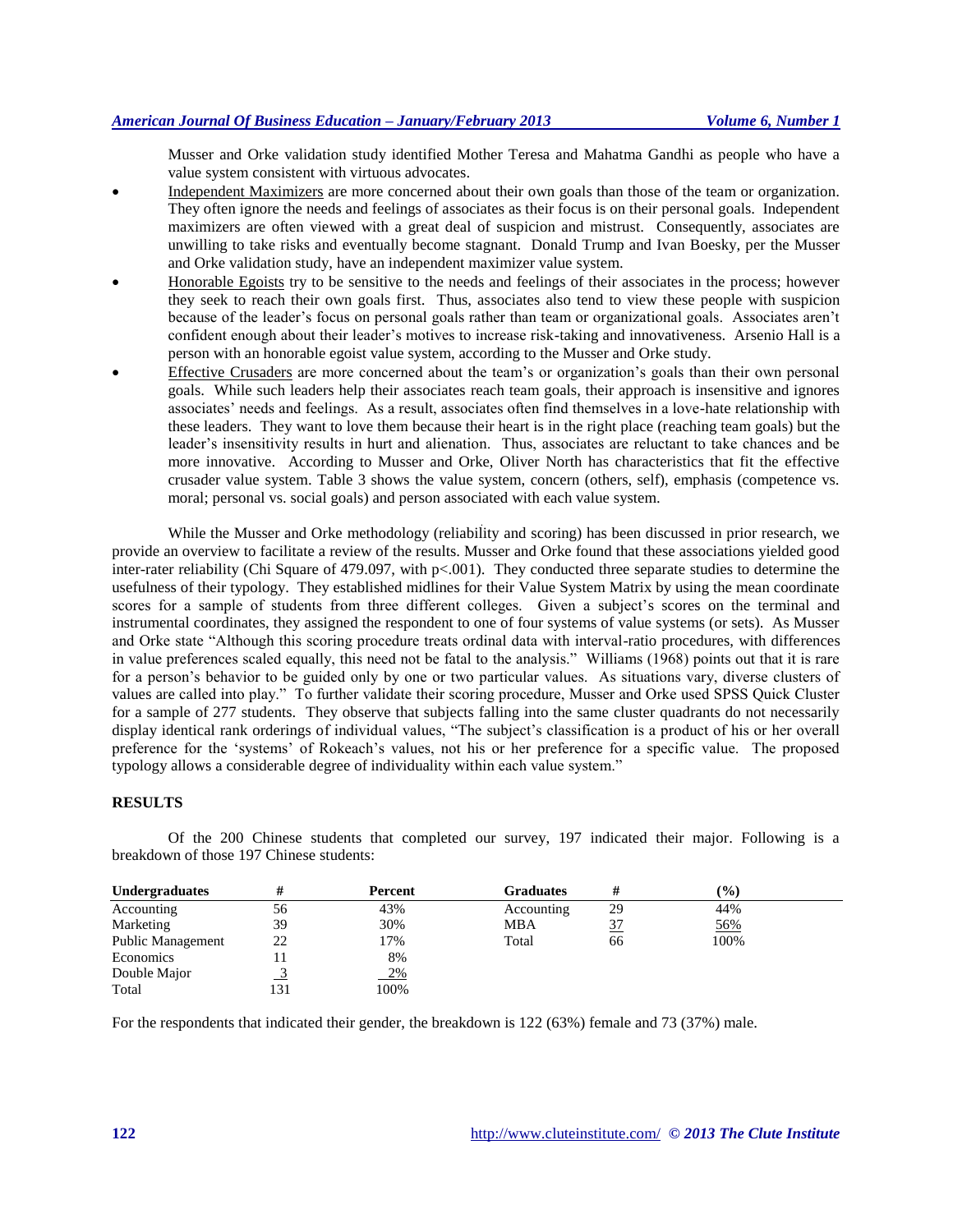Musser and Orke validation study identified Mother Teresa and Mahatma Gandhi as people who have a value system consistent with virtuous advocates.

- Independent Maximizers are more concerned about their own goals than those of the team or organization. They often ignore the needs and feelings of associates as their focus is on their personal goals. Independent maximizers are often viewed with a great deal of suspicion and mistrust. Consequently, associates are unwilling to take risks and eventually become stagnant. Donald Trump and Ivan Boesky, per the Musser and Orke validation study, have an independent maximizer value system.
- Honorable Egoists try to be sensitive to the needs and feelings of their associates in the process; however they seek to reach their own goals first. Thus, associates also tend to view these people with suspicion because of the leader's focus on personal goals rather than team or organizational goals. Associates aren't confident enough about their leader's motives to increase risk-taking and innovativeness. Arsenio Hall is a person with an honorable egoist value system, according to the Musser and Orke study.
- Effective Crusaders are more concerned about the team's or organization's goals than their own personal goals. While such leaders help their associates reach team goals, their approach is insensitive and ignores associates' needs and feelings. As a result, associates often find themselves in a love-hate relationship with these leaders. They want to love them because their heart is in the right place (reaching team goals) but the leader's insensitivity results in hurt and alienation. Thus, associates are reluctant to take chances and be more innovative. According to Musser and Orke, Oliver North has characteristics that fit the effective crusader value system. Table 3 shows the value system, concern (others, self), emphasis (competence vs. moral; personal vs. social goals) and person associated with each value system.

While the Musser and Orke methodology (reliability and scoring) has been discussed in prior research, we provide an overview to facilitate a review of the results. Musser and Orke found that these associations yielded good inter-rater reliability (Chi Square of 479.097, with $p<.001$). They conducted three separate studies to determine the usefulness of their typology. They established midlines for their Value System Matrix by using the mean coordinate scores for a sample of students from three different colleges. Given a subject's scores on the terminal and instrumental coordinates, they assigned the respondent to one of four systems of value systems (or sets). As Musser and Orke state "Although this scoring procedure treats ordinal data with interval-ratio procedures, with differences in value preferences scaled equally, this need not be fatal to the analysis." Williams (1968) points out that it is rare for a person's behavior to be guided only by one or two particular values. As situations vary, diverse clusters of values are called into play." To further validate their scoring procedure, Musser and Orke used SPSS Quick Cluster for a sample of 277 students. They observe that subjects falling into the same cluster quadrants do not necessarily display identical rank orderings of individual values, "The subject's classification is a product of his or her overall preference for the 'systems' of Rokeach's values, not his or her preference for a specific value. The proposed typology allows a considerable degree of individuality within each value system."

## RESULTS

Of the 200 Chinese students that completed our survey, 197 indicated their major. Following is a breakdown of those 197 Chinese students:

| Undergraduates | # | Percent | Graduates | # | (%) |
|---|---|---|---|---|---|
| Accounting | 56 | 43% | Accounting | 29 | 44% |
| Marketing | 39 | 30% | MBA | 37 | 56% |
| Public Management | 22 | 17% | Total | 66 | 100% |
| Economics | 11 | 8% | | | |
| Double Major | 3 | 2% | | | |
| Total | 131 | 100% | | | |

For the respondents that indicated their gender, the breakdown is 122 (63%) female and 73 (37%) male.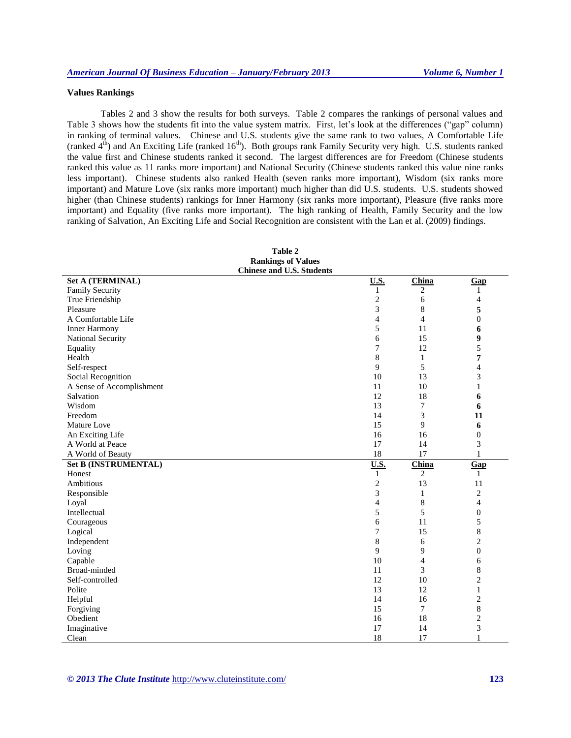### Values Rankings

Tables 2 and 3 show the results for both surveys. Table 2 compares the rankings of personal values and Table 3 shows how the students fit into the value system matrix. First, let's look at the differences ("gap" column) in ranking of terminal values. Chinese and U.S. students give the same rank to two values, A Comfortable Life (ranked 4th) and An Exciting Life (ranked 16th). Both groups rank Family Security very high. U.S. students ranked the value first and Chinese students ranked it second. The largest differences are for Freedom (Chinese students ranked this value as 11 ranks more important) and National Security (Chinese students ranked this value nine ranks less important). Chinese students also ranked Health (seven ranks more important), Wisdom (six ranks more important) and Mature Love (six ranks more important) much higher than did U.S. students. U.S. students showed higher (than Chinese students) rankings for Inner Harmony (six ranks more important), Pleasure (five ranks more important) and Equality (five ranks more important). The high ranking of Health, Family Security and the low ranking of Salvation, An Exciting Life and Social Recognition are consistent with the Lan et al. (2009) findings.

**Table 2**
**Rankings of Values**
**Chinese and U.S. Students**

| Set A (TERMINAL) | U.S. | China | Gap |
|---|---|---|---|
| Family Security | 1 | 2 | 1 |
| True Friendship | 2 | 6 | 4 |
| Pleasure | 3 | 8 | **5** |
| A Comfortable Life | 4 | 4 | 0 |
| Inner Harmony | 5 | 11 | **6** |
| National Security | 6 | 15 | **9** |
| Equality | 7 | 12 | 5 |
| Health | 8 | 1 | **7** |
| Self-respect | 9 | 5 | 4 |
| Social Recognition | 10 | 13 | 3 |
| A Sense of Accomplishment | 11 | 10 | 1 |
| Salvation | 12 | 18 | **6** |
| Wisdom | 13 | 7 | **6** |
| Freedom | 14 | 3 | **11** |
| Mature Love | 15 | 9 | **6** |
| An Exciting Life | 16 | 16 | 0 |
| A World at Peace | 17 | 14 | 3 |
| A World of Beauty | 18 | 17 | 1 |
| **Set B (INSTRUMENTAL)** | **U.S.** | **China** | **Gap** |
| Honest | 1 | 2 | 1 |
| Ambitious | 2 | 13 | 11 |
| Responsible | 3 | 1 | 2 |
| Loyal | 4 | 8 | 4 |
| Intellectual | 5 | 5 | 0 |
| Courageous | 6 | 11 | 5 |
| Logical | 7 | 15 | 8 |
| Independent | 8 | 6 | 2 |
| Loving | 9 | 9 | 0 |
| Capable | 10 | 4 | 6 |
| Broad-minded | 11 | 3 | 8 |
| Self-controlled | 12 | 10 | 2 |
| Polite | 13 | 12 | 1 |
| Helpful | 14 | 16 | 2 |
| Forgiving | 15 | 7 | 8 |
| Obedient | 16 | 18 | 2 |
| Imaginative | 17 | 14 | 3 |
| Clean | 18 | 17 | 1 |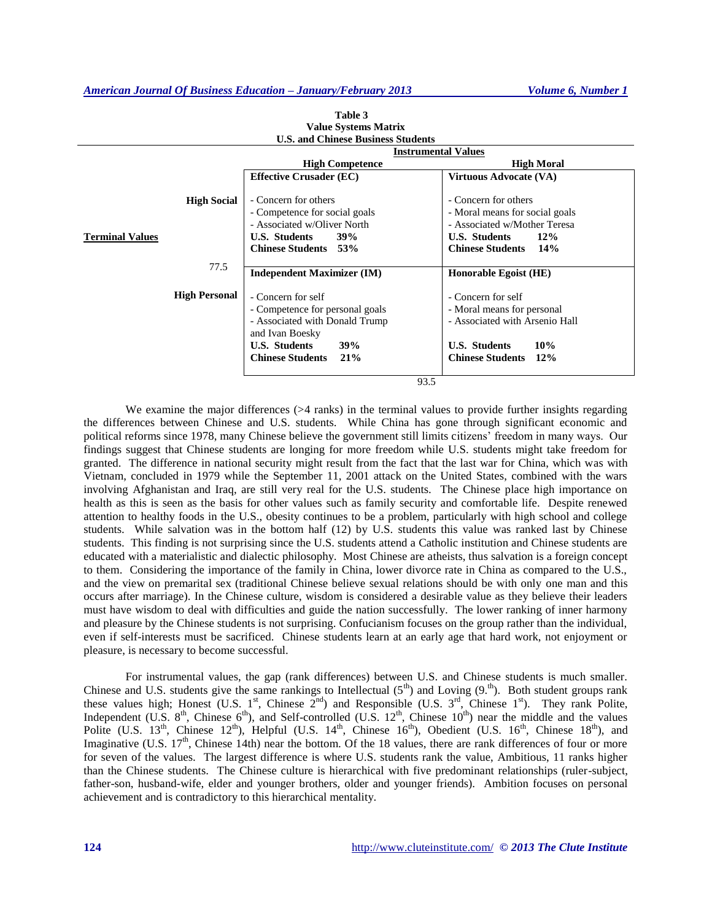**Table 3**
**Value Systems Matrix**
**U.S. and Chinese Business Students**

| | | Instrumental Values | |
|---|---|---|---|
| | | **High Competence** | **High Moral** |
| **Terminal Values** | **High Social** | **Effective Crusader (EC)**<br>- Concern for others<br>- Competence for social goals<br>- Associated w/Oliver North<br>**U.S. Students 39%**<br>**Chinese Students 53%** | **Virtuous Advocate (VA)**<br>- Concern for others<br>- Moral means for social goals<br>- Associated w/Mother Teresa<br>**U.S. Students 12%**<br>**Chinese Students 14%** |
| | 77.5 | | |
| | **High Personal** | **Independent Maximizer (IM)**<br>- Concern for self<br>- Competence for personal goals<br>- Associated with Donald Trump and Ivan Boesky<br>**U.S. Students 39%**<br>**Chinese Students 21%** | **Honorable Egoist (HE)**<br>- Concern for self<br>- Moral means for personal<br>- Associated with Arsenio Hall<br>**U.S. Students 10%**<br>**Chinese Students 12%** |
| | | 93.5 | |

We examine the major differences (>4 ranks) in the terminal values to provide further insights regarding the differences between Chinese and U.S. students. While China has gone through significant economic and political reforms since 1978, many Chinese believe the government still limits citizens' freedom in many ways. Our findings suggest that Chinese students are longing for more freedom while U.S. students might take freedom for granted. The difference in national security might result from the fact that the last war for China, which was with Vietnam, concluded in 1979 while the September 11, 2001 attack on the United States, combined with the wars involving Afghanistan and Iraq, are still very real for the U.S. students. The Chinese place high importance on health as this is seen as the basis for other values such as family security and comfortable life. Despite renewed attention to healthy foods in the U.S., obesity continues to be a problem, particularly with high school and college students. While salvation was in the bottom half (12) by U.S. students this value was ranked last by Chinese students. This finding is not surprising since the U.S. students attend a Catholic institution and Chinese students are educated with a materialistic and dialectic philosophy. Most Chinese are atheists, thus salvation is a foreign concept to them. Considering the importance of the family in China, lower divorce rate in China as compared to the U.S., and the view on premarital sex (traditional Chinese believe sexual relations should be with only one man and this occurs after marriage). In the Chinese culture, wisdom is considered a desirable value as they believe their leaders must have wisdom to deal with difficulties and guide the nation successfully. The lower ranking of inner harmony and pleasure by the Chinese students is not surprising. Confucianism focuses on the group rather than the individual, even if self-interests must be sacrificed. Chinese students learn at an early age that hard work, not enjoyment or pleasure, is necessary to become successful.

For instrumental values, the gap (rank differences) between U.S. and Chinese students is much smaller. Chinese and U.S. students give the same rankings to Intellectual (5th) and Loving (9.th). Both student groups rank these values high; Honest (U.S. 1st, Chinese 2nd) and Responsible (U.S. 3rd, Chinese 1st). They rank Polite, Independent (U.S. 8th, Chinese 6th), and Self-controlled (U.S. 12th, Chinese 10th) near the middle and the values Polite (U.S. 13th, Chinese 12th), Helpful (U.S. 14th, Chinese 16th), Obedient (U.S. 16th, Chinese 18th), and Imaginative (U.S. 17th, Chinese 14th) near the bottom. Of the 18 values, there are rank differences of four or more for seven of the values. The largest difference is where U.S. students rank the value, Ambitious, 11 ranks higher than the Chinese students. The Chinese culture is hierarchical with five predominant relationships (ruler-subject, father-son, husband-wife, elder and younger brothers, older and younger friends). Ambition focuses on personal achievement and is contradictory to this hierarchical mentality.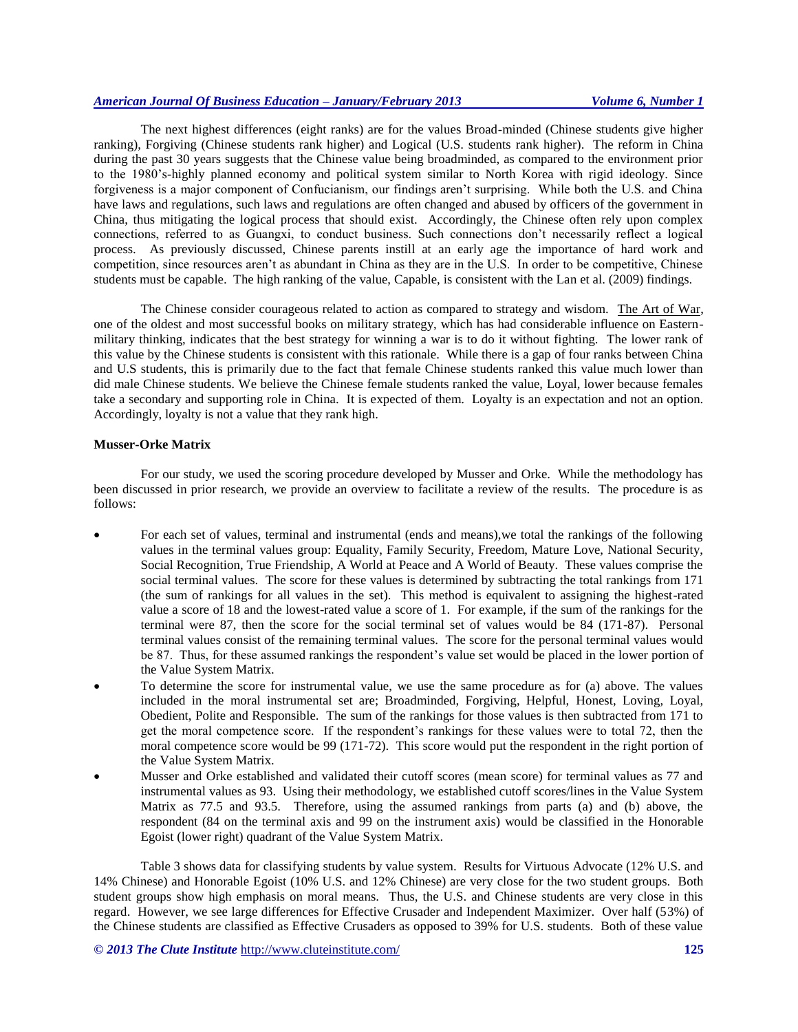The next highest differences (eight ranks) are for the values Broad-minded (Chinese students give higher ranking), Forgiving (Chinese students rank higher) and Logical (U.S. students rank higher). The reform in China during the past 30 years suggests that the Chinese value being broadminded, as compared to the environment prior to the 1980's-highly planned economy and political system similar to North Korea with rigid ideology. Since forgiveness is a major component of Confucianism, our findings aren't surprising. While both the U.S. and China have laws and regulations, such laws and regulations are often changed and abused by officers of the government in China, thus mitigating the logical process that should exist. Accordingly, the Chinese often rely upon complex connections, referred to as Guangxi, to conduct business. Such connections don't necessarily reflect a logical process. As previously discussed, Chinese parents instill at an early age the importance of hard work and competition, since resources aren't as abundant in China as they are in the U.S. In order to be competitive, Chinese students must be capable. The high ranking of the value, Capable, is consistent with the Lan et al. (2009) findings.

The Chinese consider courageous related to action as compared to strategy and wisdom. The Art of War, one of the oldest and most successful books on military strategy, which has had considerable influence on Eastern-military thinking, indicates that the best strategy for winning a war is to do it without fighting. The lower rank of this value by the Chinese students is consistent with this rationale. While there is a gap of four ranks between China and U.S students, this is primarily due to the fact that female Chinese students ranked this value much lower than did male Chinese students. We believe the Chinese female students ranked the value, Loyal, lower because females take a secondary and supporting role in China. It is expected of them. Loyalty is an expectation and not an option. Accordingly, loyalty is not a value that they rank high.

**Musser-Orke Matrix**

For our study, we used the scoring procedure developed by Musser and Orke. While the methodology has been discussed in prior research, we provide an overview to facilitate a review of the results. The procedure is as follows:

- For each set of values, terminal and instrumental (ends and means),we total the rankings of the following values in the terminal values group: Equality, Family Security, Freedom, Mature Love, National Security, Social Recognition, True Friendship, A World at Peace and A World of Beauty. These values comprise the social terminal values. The score for these values is determined by subtracting the total rankings from 171 (the sum of rankings for all values in the set). This method is equivalent to assigning the highest-rated value a score of 18 and the lowest-rated value a score of 1. For example, if the sum of the rankings for the terminal were 87, then the score for the social terminal set of values would be 84 (171-87). Personal terminal values consist of the remaining terminal values. The score for the personal terminal values would be 87. Thus, for these assumed rankings the respondent's value set would be placed in the lower portion of the Value System Matrix.
- To determine the score for instrumental value, we use the same procedure as for (a) above. The values included in the moral instrumental set are; Broadminded, Forgiving, Helpful, Honest, Loving, Loyal, Obedient, Polite and Responsible. The sum of the rankings for those values is then subtracted from 171 to get the moral competence score. If the respondent's rankings for these values were to total 72, then the moral competence score would be 99 (171-72). This score would put the respondent in the right portion of the Value System Matrix.
- Musser and Orke established and validated their cutoff scores (mean score) for terminal values as 77 and instrumental values as 93. Using their methodology, we established cutoff scores/lines in the Value System Matrix as 77.5 and 93.5. Therefore, using the assumed rankings from parts (a) and (b) above, the respondent (84 on the terminal axis and 99 on the instrument axis) would be classified in the Honorable Egoist (lower right) quadrant of the Value System Matrix.

Table 3 shows data for classifying students by value system. Results for Virtuous Advocate (12% U.S. and 14% Chinese) and Honorable Egoist (10% U.S. and 12% Chinese) are very close for the two student groups. Both student groups show high emphasis on moral means. Thus, the U.S. and Chinese students are very close in this regard. However, we see large differences for Effective Crusader and Independent Maximizer. Over half (53%) of the Chinese students are classified as Effective Crusaders as opposed to 39% for U.S. students. Both of these value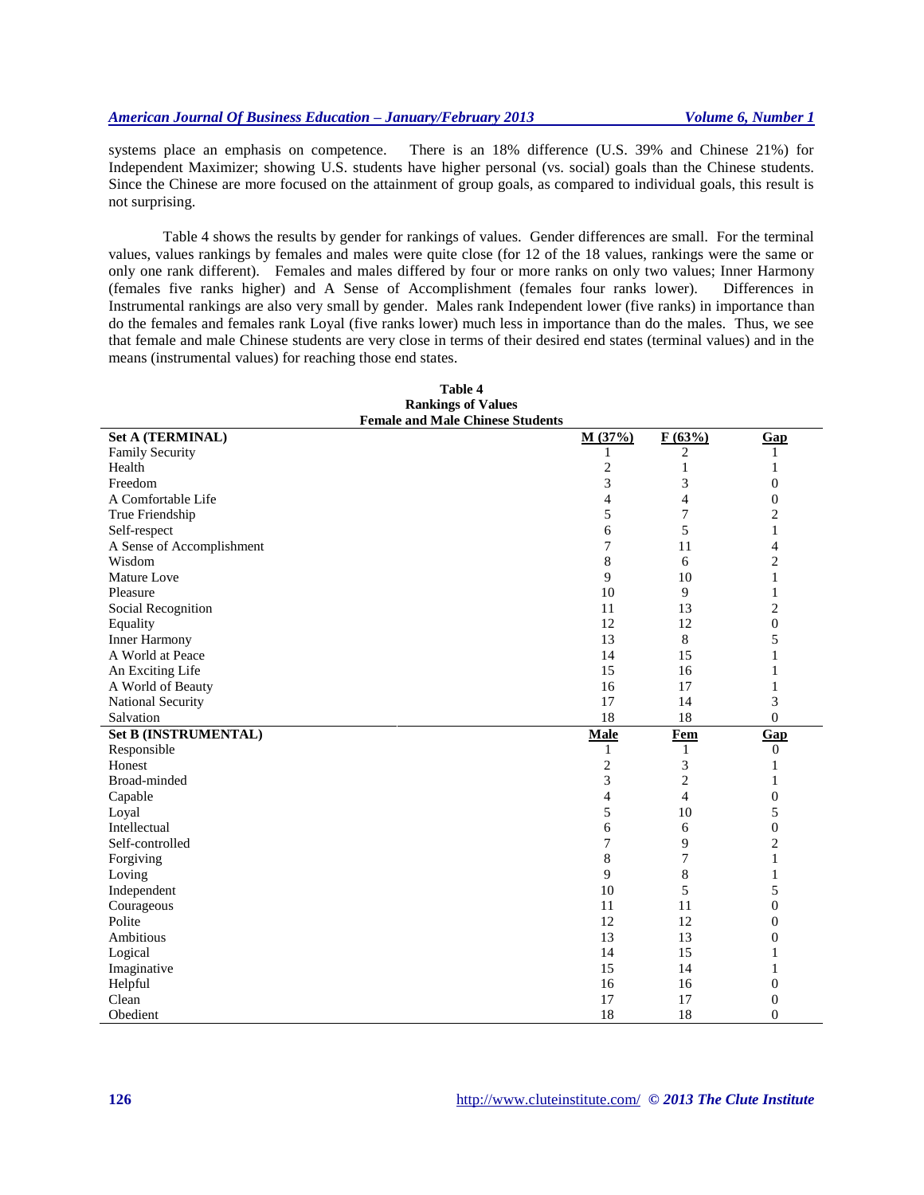systems place an emphasis on competence. There is an 18% difference (U.S. 39% and Chinese 21%) for Independent Maximizer; showing U.S. students have higher personal (vs. social) goals than the Chinese students. Since the Chinese are more focused on the attainment of group goals, as compared to individual goals, this result is not surprising.

Table 4 shows the results by gender for rankings of values. Gender differences are small. For the terminal values, values rankings by females and males were quite close (for 12 of the 18 values, rankings were the same or only one rank different). Females and males differed by four or more ranks on only two values; Inner Harmony (females five ranks higher) and A Sense of Accomplishment (females four ranks lower). Differences in Instrumental rankings are also very small by gender. Males rank Independent lower (five ranks) in importance than do the females and females rank Loyal (five ranks lower) much less in importance than do the males. Thus, we see that female and male Chinese students are very close in terms of their desired end states (terminal values) and in the means (instrumental values) for reaching those end states.

**Table 4**
**Rankings of Values**
**Female and Male Chinese Students**

| **Set A (TERMINAL)** | **M (37%)** | **F (63%)** | **Gap** |
|---|---|---|---|
| Family Security | 1 | 2 | 1 |
| Health | 2 | 1 | 1 |
| Freedom | 3 | 3 | 0 |
| A Comfortable Life | 4 | 4 | 0 |
| True Friendship | 5 | 7 | 2 |
| Self-respect | 6 | 5 | 1 |
| A Sense of Accomplishment | 7 | 11 | 4 |
| Wisdom | 8 | 6 | 2 |
| Mature Love | 9 | 10 | 1 |
| Pleasure | 10 | 9 | 1 |
| Social Recognition | 11 | 13 | 2 |
| Equality | 12 | 12 | 0 |
| Inner Harmony | 13 | 8 | 5 |
| A World at Peace | 14 | 15 | 1 |
| An Exciting Life | 15 | 16 | 1 |
| A World of Beauty | 16 | 17 | 1 |
| National Security | 17 | 14 | 3 |
| Salvation | 18 | 18 | 0 |
| **Set B (INSTRUMENTAL)** | **Male** | **Fem** | **Gap** |
| Responsible | 1 | 1 | 0 |
| Honest | 2 | 3 | 1 |
| Broad-minded | 3 | 2 | 1 |
| Capable | 4 | 4 | 0 |
| Loyal | 5 | 10 | 5 |
| Intellectual | 6 | 6 | 0 |
| Self-controlled | 7 | 9 | 2 |
| Forgiving | 8 | 7 | 1 |
| Loving | 9 | 8 | 1 |
| Independent | 10 | 5 | 5 |
| Courageous | 11 | 11 | 0 |
| Polite | 12 | 12 | 0 |
| Ambitious | 13 | 13 | 0 |
| Logical | 14 | 15 | 1 |
| Imaginative | 15 | 14 | 1 |
| Helpful | 16 | 16 | 0 |
| Clean | 17 | 17 | 0 |
| Obedient | 18 | 18 | 0 |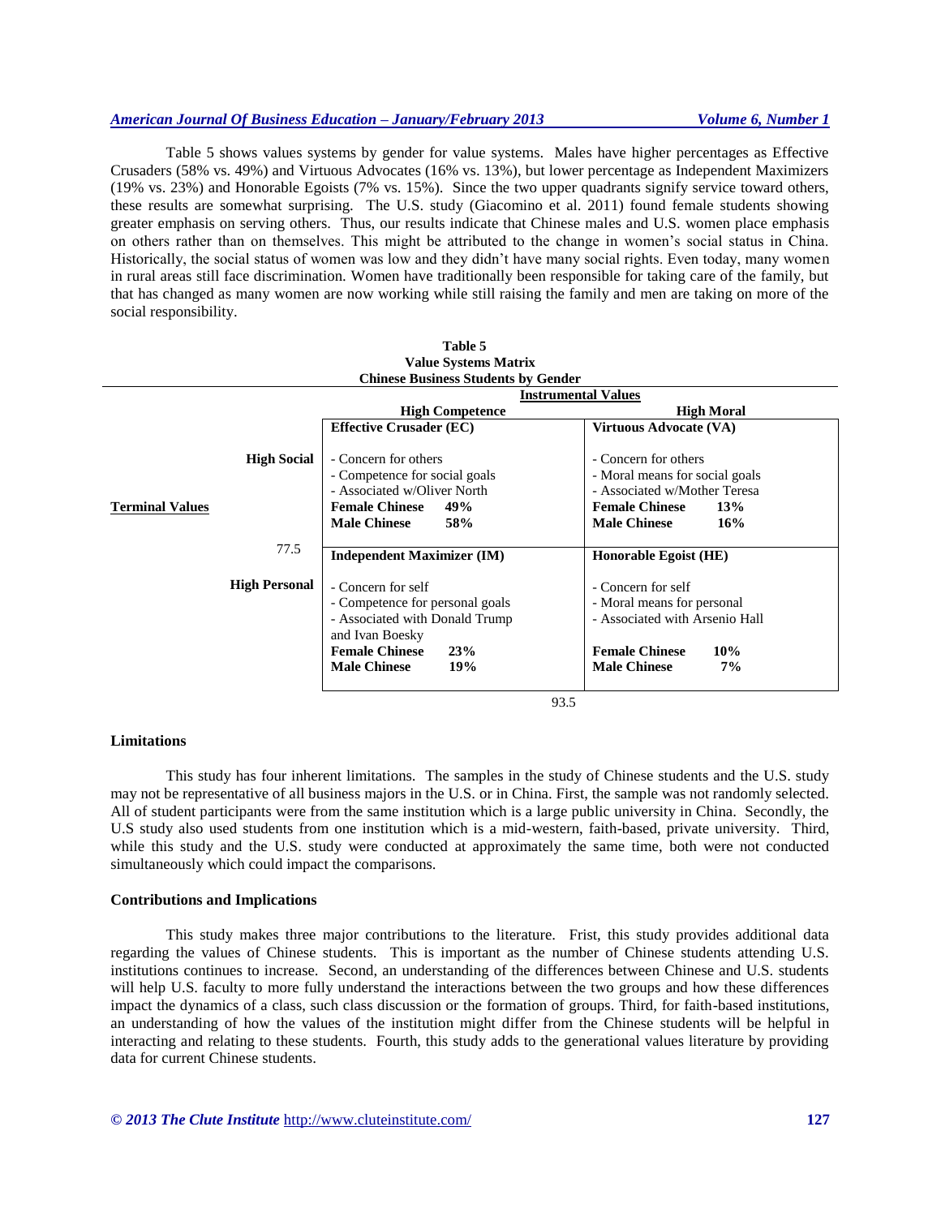Table 5 shows values systems by gender for value systems. Males have higher percentages as Effective Crusaders (58% vs. 49%) and Virtuous Advocates (16% vs. 13%), but lower percentage as Independent Maximizers (19% vs. 23%) and Honorable Egoists (7% vs. 15%). Since the two upper quadrants signify service toward others, these results are somewhat surprising. The U.S. study (Giacomino et al. 2011) found female students showing greater emphasis on serving others. Thus, our results indicate that Chinese males and U.S. women place emphasis on others rather than on themselves. This might be attributed to the change in women's social status in China. Historically, the social status of women was low and they didn't have many social rights. Even today, many women in rural areas still face discrimination. Women have traditionally been responsible for taking care of the family, but that has changed as many women are now working while still raising the family and men are taking on more of the social responsibility.

**Table 5**
**Value Systems Matrix**
**Chinese Business Students by Gender**

| | | Instrumental Values | |
|---|---|---|---|
| | | **High Competence** | **High Moral** |
| **Terminal Values** | **High Social** | **Effective Crusader (EC)**<br>- Concern for others<br>- Competence for social goals<br>- Associated w/Oliver North<br>**Female Chinese 49%**<br>**Male Chinese 58%** | **Virtuous Advocate (VA)**<br>- Concern for others<br>- Moral means for social goals<br>- Associated w/Mother Teresa<br>**Female Chinese 13%**<br>**Male Chinese 16%** |
| | 77.5 | | |
| | **High Personal** | **Independent Maximizer (IM)**<br>- Concern for self<br>- Competence for personal goals<br>- Associated with Donald Trump and Ivan Boesky<br>**Female Chinese 23%**<br>**Male Chinese 19%** | **Honorable Egoist (HE)**<br>- Concern for self<br>- Moral means for personal<br>- Associated with Arsenio Hall<br>**Female Chinese 10%**<br>**Male Chinese 7%** |
| | | 93.5 | |

### Limitations

This study has four inherent limitations. The samples in the study of Chinese students and the U.S. study may not be representative of all business majors in the U.S. or in China. First, the sample was not randomly selected. All of student participants were from the same institution which is a large public university in China. Secondly, the U.S study also used students from one institution which is a mid-western, faith-based, private university. Third, while this study and the U.S. study were conducted at approximately the same time, both were not conducted simultaneously which could impact the comparisons.

### Contributions and Implications

This study makes three major contributions to the literature. Frist, this study provides additional data regarding the values of Chinese students. This is important as the number of Chinese students attending U.S. institutions continues to increase. Second, an understanding of the differences between Chinese and U.S. students will help U.S. faculty to more fully understand the interactions between the two groups and how these differences impact the dynamics of a class, such class discussion or the formation of groups. Third, for faith-based institutions, an understanding of how the values of the institution might differ from the Chinese students will be helpful in interacting and relating to these students. Fourth, this study adds to the generational values literature by providing data for current Chinese students.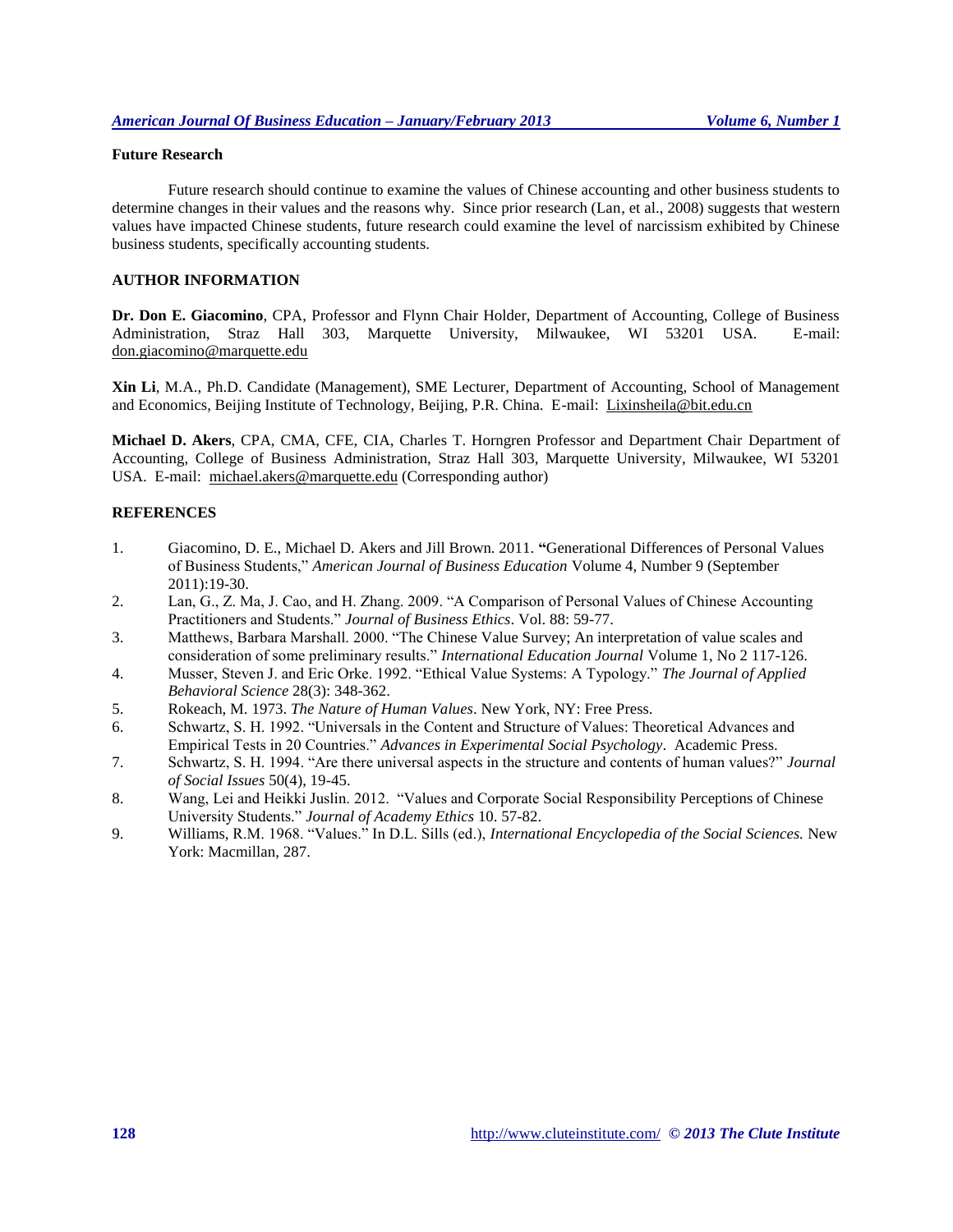## Future Research

Future research should continue to examine the values of Chinese accounting and other business students to determine changes in their values and the reasons why. Since prior research (Lan, et al., 2008) suggests that western values have impacted Chinese students, future research could examine the level of narcissism exhibited by Chinese business students, specifically accounting students.

## AUTHOR INFORMATION

**Dr. Don E. Giacomino**, CPA, Professor and Flynn Chair Holder, Department of Accounting, College of Business Administration, Straz Hall 303, Marquette University, Milwaukee, WI 53201 USA. E-mail: don.giacomino@marquette.edu

**Xin Li**, M.A., Ph.D. Candidate (Management), SME Lecturer, Department of Accounting, School of Management and Economics, Beijing Institute of Technology, Beijing, P.R. China. E-mail: Lixinsheila@bit.edu.cn

**Michael D. Akers**, CPA, CMA, CFE, CIA, Charles T. Horngren Professor and Department Chair Department of Accounting, College of Business Administration, Straz Hall 303, Marquette University, Milwaukee, WI 53201 USA. E-mail: michael.akers@marquette.edu (Corresponding author)

## REFERENCES

1. Giacomino, D. E., Michael D. Akers and Jill Brown. 2011. **"**Generational Differences of Personal Values of Business Students," *American Journal of Business Education* Volume 4, Number 9 (September 2011):19-30.
2. Lan, G., Z. Ma, J. Cao, and H. Zhang. 2009. "A Comparison of Personal Values of Chinese Accounting Practitioners and Students." *Journal of Business Ethics*. Vol. 88: 59-77.
3. Matthews, Barbara Marshall. 2000. "The Chinese Value Survey; An interpretation of value scales and consideration of some preliminary results." *International Education Journal* Volume 1, No 2 117-126.
4. Musser, Steven J. and Eric Orke. 1992. "Ethical Value Systems: A Typology." *The Journal of Applied Behavioral Science* 28(3): 348-362.
5. Rokeach, M. 1973. *The Nature of Human Values*. New York, NY: Free Press.
6. Schwartz, S. H. 1992. "Universals in the Content and Structure of Values: Theoretical Advances and Empirical Tests in 20 Countries." *Advances in Experimental Social Psychology*. Academic Press.
7. Schwartz, S. H. 1994. "Are there universal aspects in the structure and contents of human values?" *Journal of Social Issues* 50(4), 19-45.
8. Wang, Lei and Heikki Juslin. 2012. "Values and Corporate Social Responsibility Perceptions of Chinese University Students." *Journal of Academy Ethics* 10. 57-82.
9. Williams, R.M. 1968. "Values." In D.L. Sills (ed.), *International Encyclopedia of the Social Sciences.* New York: Macmillan, 287.